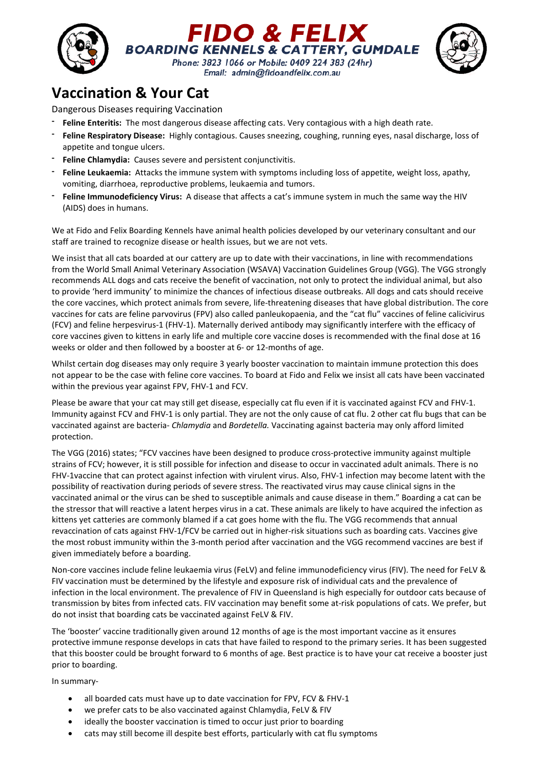# FIDO & FELIX

**BOARDING KENNELS & CATTERY, GUMDALE**

Phone: 3823 1066 or Mobile: 0409 224 383 (24hr)
Email: admin@fidoandfelix.com.au

## Vaccination & Your Cat

Dangerous Diseases requiring Vaccination

- **Feline Enteritis:** The most dangerous disease affecting cats. Very contagious with a high death rate.
- **Feline Respiratory Disease:** Highly contagious. Causes sneezing, coughing, running eyes, nasal discharge, loss of appetite and tongue ulcers.
- **Feline Chlamydia:** Causes severe and persistent conjunctivitis.
- **Feline Leukaemia:** Attacks the immune system with symptoms including loss of appetite, weight loss, apathy, vomiting, diarrhoea, reproductive problems, leukaemia and tumors.
- **Feline Immunodeficiency Virus:** A disease that affects a cat's immune system in much the same way the HIV (AIDS) does in humans.

We at Fido and Felix Boarding Kennels have animal health policies developed by our veterinary consultant and our staff are trained to recognize disease or health issues, but we are not vets.

We insist that all cats boarded at our cattery are up to date with their vaccinations, in line with recommendations from the World Small Animal Veterinary Association (WSAVA) Vaccination Guidelines Group (VGG). The VGG strongly recommends ALL dogs and cats receive the benefit of vaccination, not only to protect the individual animal, but also to provide 'herd immunity' to minimize the chances of infectious disease outbreaks. All dogs and cats should receive the core vaccines, which protect animals from severe, life-threatening diseases that have global distribution. The core vaccines for cats are feline parvovirus (FPV) also called panleukopaenia, and the "cat flu" vaccines of feline calicivirus (FCV) and feline herpesvirus-1 (FHV-1). Maternally derived antibody may significantly interfere with the efficacy of core vaccines given to kittens in early life and multiple core vaccine doses is recommended with the final dose at 16 weeks or older and then followed by a booster at 6- or 12-months of age.

Whilst certain dog diseases may only require 3 yearly booster vaccination to maintain immune protection this does not appear to be the case with feline core vaccines. To board at Fido and Felix we insist all cats have been vaccinated within the previous year against FPV, FHV-1 and FCV.

Please be aware that your cat may still get disease, especially cat flu even if it is vaccinated against FCV and FHV-1. Immunity against FCV and FHV-1 is only partial. They are not the only cause of cat flu. 2 other cat flu bugs that can be vaccinated against are bacteria- *Chlamydia* and *Bordetella.* Vaccinating against bacteria may only afford limited protection.

The VGG (2016) states; "FCV vaccines have been designed to produce cross-protective immunity against multiple strains of FCV; however, it is still possible for infection and disease to occur in vaccinated adult animals. There is no FHV-1vaccine that can protect against infection with virulent virus. Also, FHV-1 infection may become latent with the possibility of reactivation during periods of severe stress. The reactivated virus may cause clinical signs in the vaccinated animal or the virus can be shed to susceptible animals and cause disease in them." Boarding a cat can be the stressor that will reactive a latent herpes virus in a cat. These animals are likely to have acquired the infection as kittens yet catteries are commonly blamed if a cat goes home with the flu. The VGG recommends that annual revaccination of cats against FHV-1/FCV be carried out in higher-risk situations such as boarding cats. Vaccines give the most robust immunity within the 3-month period after vaccination and the VGG recommend vaccines are best if given immediately before a boarding.

Non-core vaccines include feline leukaemia virus (FeLV) and feline immunodeficiency virus (FIV). The need for FeLV & FIV vaccination must be determined by the lifestyle and exposure risk of individual cats and the prevalence of infection in the local environment. The prevalence of FIV in Queensland is high especially for outdoor cats because of transmission by bites from infected cats. FIV vaccination may benefit some at-risk populations of cats. We prefer, but do not insist that boarding cats be vaccinated against FeLV & FIV.

The 'booster' vaccine traditionally given around 12 months of age is the most important vaccine as it ensures protective immune response develops in cats that have failed to respond to the primary series. It has been suggested that this booster could be brought forward to 6 months of age. Best practice is to have your cat receive a booster just prior to boarding.

In summary-

- all boarded cats must have up to date vaccination for FPV, FCV & FHV-1
- we prefer cats to be also vaccinated against Chlamydia, FeLV & FIV
- ideally the booster vaccination is timed to occur just prior to boarding
- cats may still become ill despite best efforts, particularly with cat flu symptoms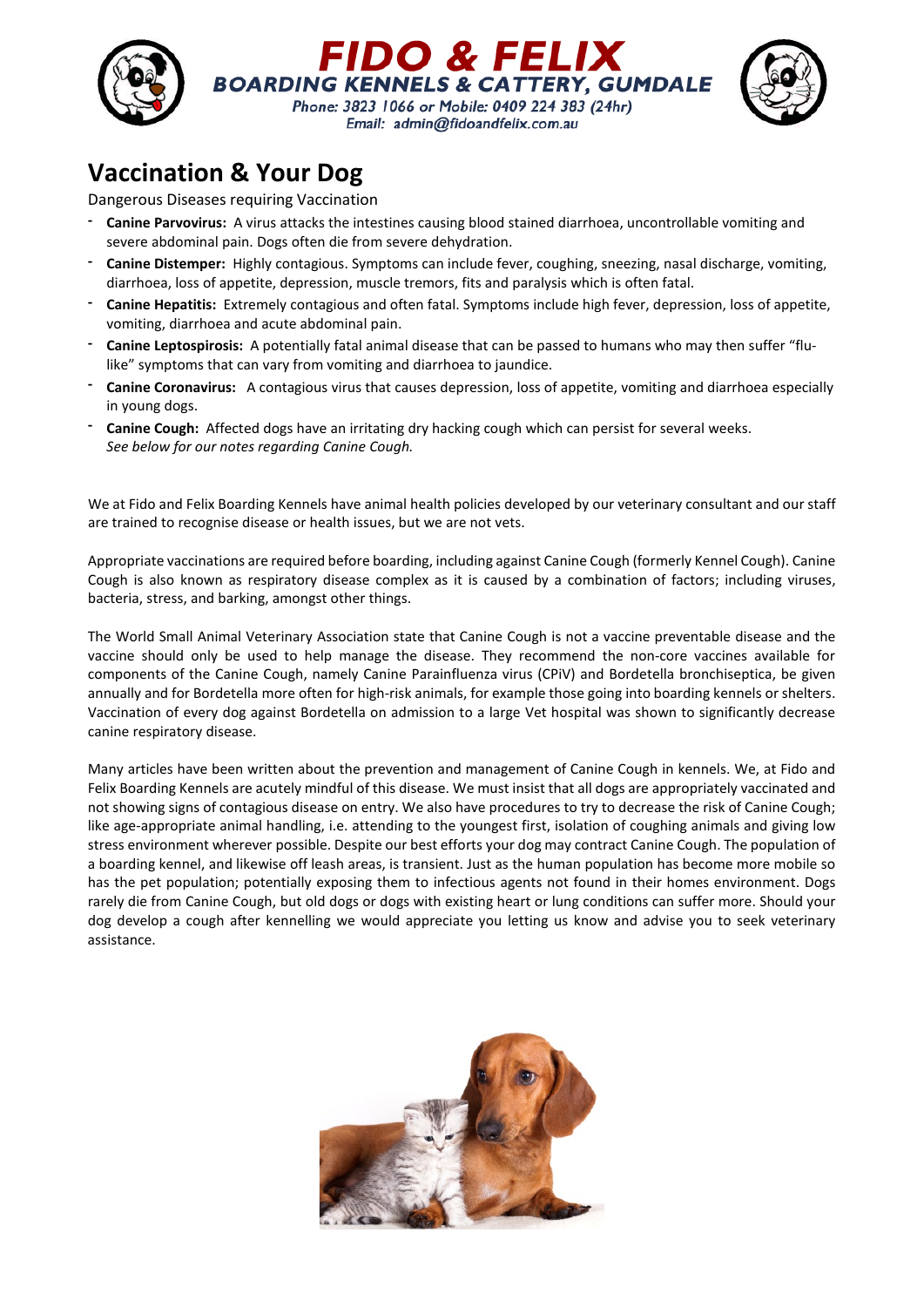**FIDO & FELIX**
**BOARDING KENNELS & CATTERY, GUMDALE**
*Phone: 3823 1066 or Mobile: 0409 224 383 (24hr)*
*Email: admin@fidoandfelix.com.au*

# Vaccination & Your Dog

Dangerous Diseases requiring Vaccination

- **Canine Parvovirus:** A virus attacks the intestines causing blood stained diarrhoea, uncontrollable vomiting and severe abdominal pain. Dogs often die from severe dehydration.
- **Canine Distemper:** Highly contagious. Symptoms can include fever, coughing, sneezing, nasal discharge, vomiting, diarrhoea, loss of appetite, depression, muscle tremors, fits and paralysis which is often fatal.
- **Canine Hepatitis:** Extremely contagious and often fatal. Symptoms include high fever, depression, loss of appetite, vomiting, diarrhoea and acute abdominal pain.
- **Canine Leptospirosis:** A potentially fatal animal disease that can be passed to humans who may then suffer "flu-like" symptoms that can vary from vomiting and diarrhoea to jaundice.
- **Canine Coronavirus:** A contagious virus that causes depression, loss of appetite, vomiting and diarrhoea especially in young dogs.
- **Canine Cough:** Affected dogs have an irritating dry hacking cough which can persist for several weeks. *See below for our notes regarding Canine Cough.*

We at Fido and Felix Boarding Kennels have animal health policies developed by our veterinary consultant and our staff are trained to recognise disease or health issues, but we are not vets.

Appropriate vaccinations are required before boarding, including against Canine Cough (formerly Kennel Cough). Canine Cough is also known as respiratory disease complex as it is caused by a combination of factors; including viruses, bacteria, stress, and barking, amongst other things.

The World Small Animal Veterinary Association state that Canine Cough is not a vaccine preventable disease and the vaccine should only be used to help manage the disease. They recommend the non-core vaccines available for components of the Canine Cough, namely Canine Parainfluenza virus (CPiV) and Bordetella bronchiseptica, be given annually and for Bordetella more often for high-risk animals, for example those going into boarding kennels or shelters. Vaccination of every dog against Bordetella on admission to a large Vet hospital was shown to significantly decrease canine respiratory disease.

Many articles have been written about the prevention and management of Canine Cough in kennels. We, at Fido and Felix Boarding Kennels are acutely mindful of this disease. We must insist that all dogs are appropriately vaccinated and not showing signs of contagious disease on entry. We also have procedures to try to decrease the risk of Canine Cough; like age-appropriate animal handling, i.e. attending to the youngest first, isolation of coughing animals and giving low stress environment wherever possible. Despite our best efforts your dog may contract Canine Cough. The population of a boarding kennel, and likewise off leash areas, is transient. Just as the human population has become more mobile so has the pet population; potentially exposing them to infectious agents not found in their homes environment. Dogs rarely die from Canine Cough, but old dogs or dogs with existing heart or lung conditions can suffer more. Should your dog develop a cough after kennelling we would appreciate you letting us know and advise you to seek veterinary assistance.